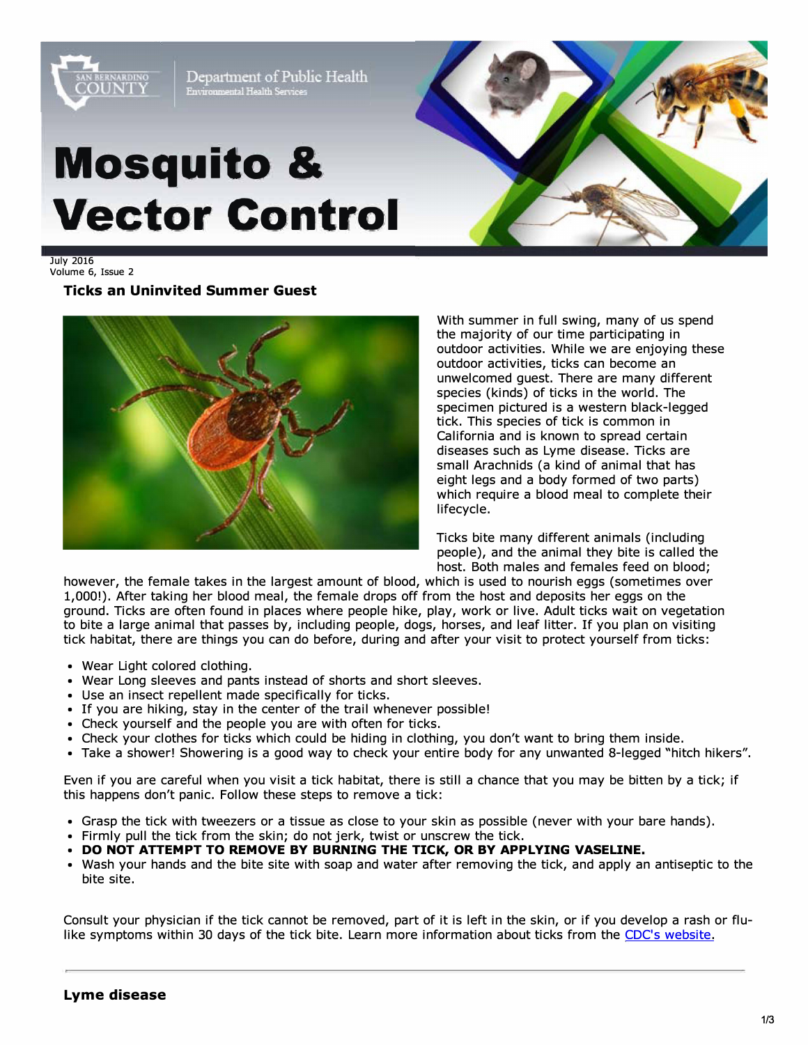Department of Public Health
Environmental Health Services

# Mosquito & Vector Control

July 2016
Volume 6, Issue 2

## Ticks an Uninvited Summer Guest

With summer in full swing, many of us spend the majority of our time participating in outdoor activities. While we are enjoying these outdoor activities, ticks can become an unwelcomed guest. There are many different species (kinds) of ticks in the world. The specimen pictured is a western black-legged tick. This species of tick is common in California and is known to spread certain diseases such as Lyme disease. Ticks are small Arachnids (a kind of animal that has eight legs and a body formed of two parts) which require a blood meal to complete their lifecycle.

Ticks bite many different animals (including people), and the animal they bite is called the host. Both males and females feed on blood; however, the female takes in the largest amount of blood, which is used to nourish eggs (sometimes over 1,000!). After taking her blood meal, the female drops off from the host and deposits her eggs on the ground. Ticks are often found in places where people hike, play, work or live. Adult ticks wait on vegetation to bite a large animal that passes by, including people, dogs, horses, and leaf litter. If you plan on visiting tick habitat, there are things you can do before, during and after your visit to protect yourself from ticks:

- Wear Light colored clothing.
- Wear Long sleeves and pants instead of shorts and short sleeves.
- Use an insect repellent made specifically for ticks.
- If you are hiking, stay in the center of the trail whenever possible!
- Check yourself and the people you are with often for ticks.
- Check your clothes for ticks which could be hiding in clothing, you don't want to bring them inside.
- Take a shower! Showering is a good way to check your entire body for any unwanted 8-legged "hitch hikers".

Even if you are careful when you visit a tick habitat, there is still a chance that you may be bitten by a tick; if this happens don't panic. Follow these steps to remove a tick:

- Grasp the tick with tweezers or a tissue as close to your skin as possible (never with your bare hands).
- Firmly pull the tick from the skin; do not jerk, twist or unscrew the tick.
- **DO NOT ATTEMPT TO REMOVE BY BURNING THE TICK, OR BY APPLYING VASELINE.**
- Wash your hands and the bite site with soap and water after removing the tick, and apply an antiseptic to the bite site.

Consult your physician if the tick cannot be removed, part of it is left in the skin, or if you develop a rash or flu-like symptoms within 30 days of the tick bite. Learn more information about ticks from the CDC's website.

---

## Lyme disease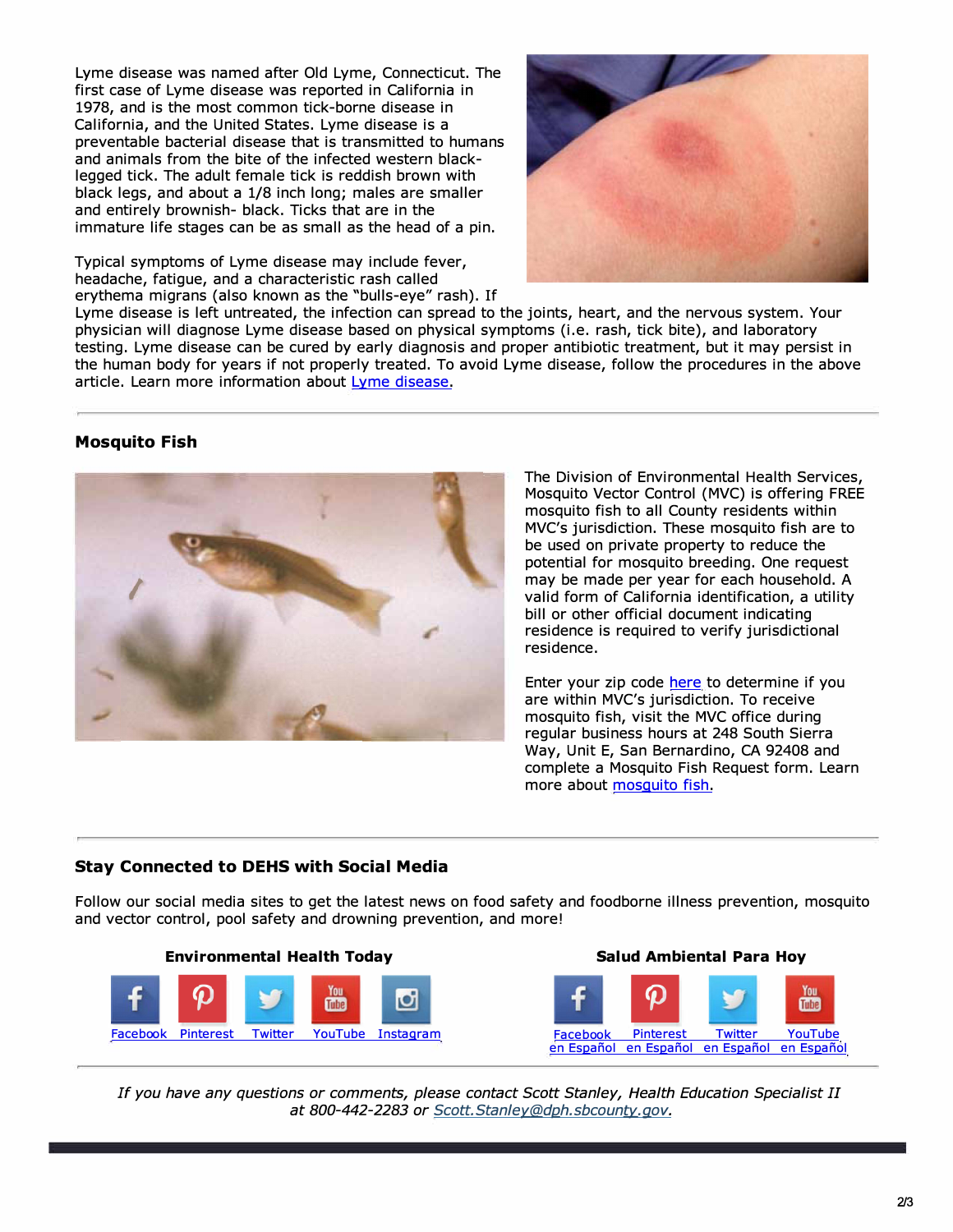Lyme disease was named after Old Lyme, Connecticut. The first case of Lyme disease was reported in California in 1978, and is the most common tick-borne disease in California, and the United States. Lyme disease is a preventable bacterial disease that is transmitted to humans and animals from the bite of the infected western black-legged tick. The adult female tick is reddish brown with black legs, and about a 1/8 inch long; males are smaller and entirely brownish- black. Ticks that are in the immature life stages can be as small as the head of a pin.

Typical symptoms of Lyme disease may include fever, headache, fatigue, and a characteristic rash called erythema migrans (also known as the "bulls-eye" rash). If Lyme disease is left untreated, the infection can spread to the joints, heart, and the nervous system. Your physician will diagnose Lyme disease based on physical symptoms (i.e. rash, tick bite), and laboratory testing. Lyme disease can be cured by early diagnosis and proper antibiotic treatment, but it may persist in the human body for years if not properly treated. To avoid Lyme disease, follow the procedures in the above article. Learn more information about Lyme disease.

---

### Mosquito Fish

The Division of Environmental Health Services, Mosquito Vector Control (MVC) is offering FREE mosquito fish to all County residents within MVC's jurisdiction. These mosquito fish are to be used on private property to reduce the potential for mosquito breeding. One request may be made per year for each household. A valid form of California identification, a utility bill or other official document indicating residence is required to verify jurisdictional residence.

Enter your zip code here to determine if you are within MVC's jurisdiction. To receive mosquito fish, visit the MVC office during regular business hours at 248 South Sierra Way, Unit E, San Bernardino, CA 92408 and complete a Mosquito Fish Request form. Learn more about mosquito fish.

---

### Stay Connected to DEHS with Social Media

Follow our social media sites to get the latest news on food safety and foodborne illness prevention, mosquito and vector control, pool safety and drowning prevention, and more!

**Environmental Health Today**

Facebook Pinterest Twitter YouTube Instagram

**Salud Ambiental Para Hoy**

Facebook en Español Pinterest en Español Twitter en Español YouTube en Español

---

*If you have any questions or comments, please contact Scott Stanley, Health Education Specialist II at 800-442-2283 or Scott.Stanley@dph.sbcounty.gov.*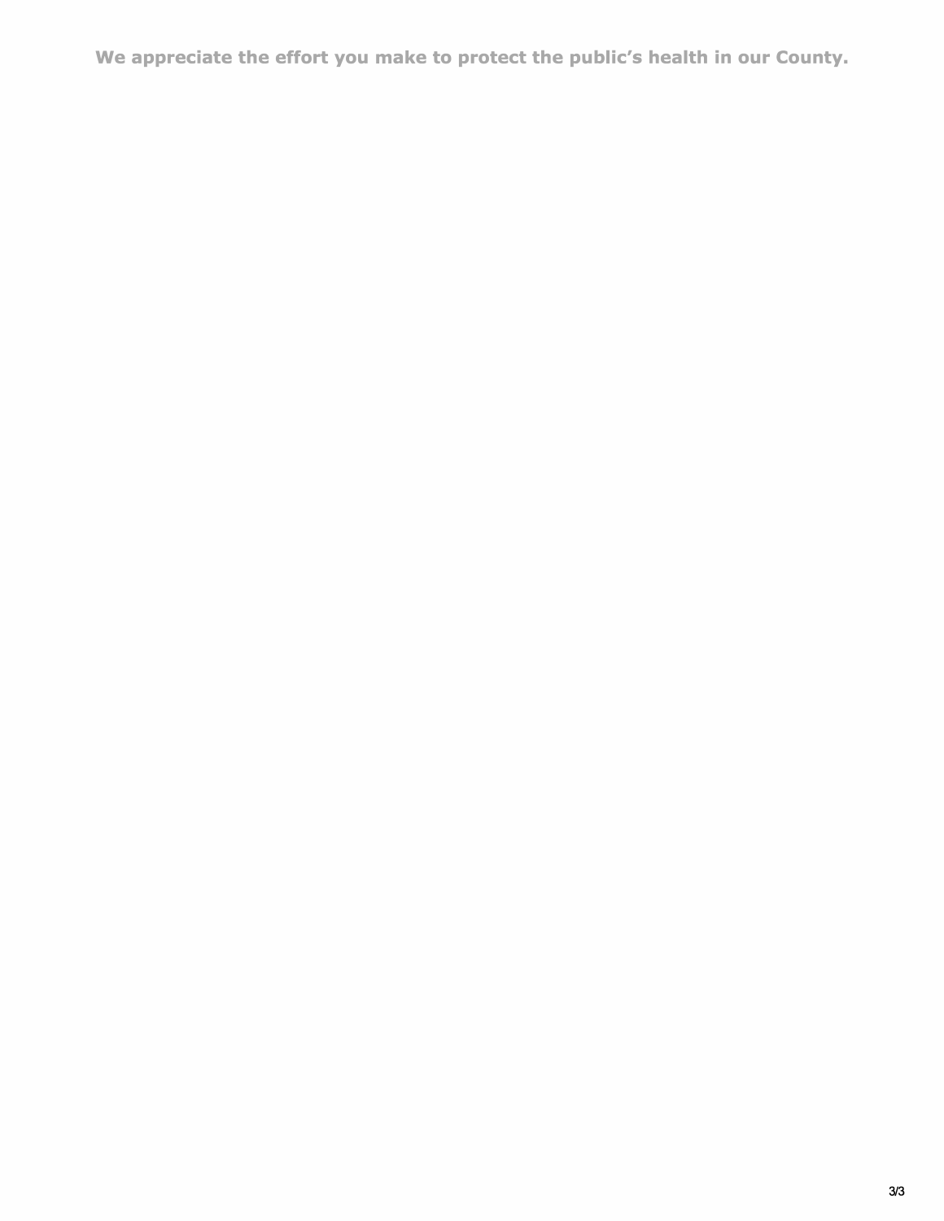**We appreciate the effort you make to protect the public's health in our County.**